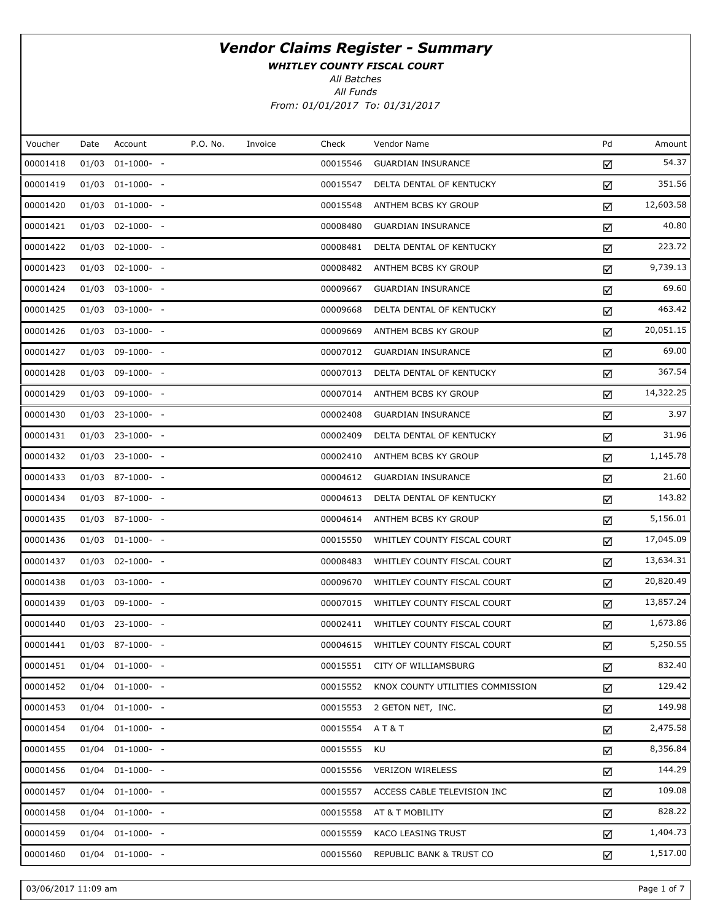# *Vendor Claims Register - Summary*

***WHITLEY COUNTY FISCAL COURT***

*All Batches*

*All Funds*

*From: 01/01/2017 To: 01/31/2017*

| Voucher | Date | Account | P.O. No. | Invoice | Check | Vendor Name | Pd | Amount |
|---|---|---|---|---|---|---|---|---|
| 00001418 | 01/03 | 01-1000- - | | | 00015546 | GUARDIAN INSURANCE | ☑ | 54.37 |
| 00001419 | 01/03 | 01-1000- - | | | 00015547 | DELTA DENTAL OF KENTUCKY | ☑ | 351.56 |
| 00001420 | 01/03 | 01-1000- - | | | 00015548 | ANTHEM BCBS KY GROUP | ☑ | 12,603.58 |
| 00001421 | 01/03 | 02-1000- - | | | 00008480 | GUARDIAN INSURANCE | ☑ | 40.80 |
| 00001422 | 01/03 | 02-1000- - | | | 00008481 | DELTA DENTAL OF KENTUCKY | ☑ | 223.72 |
| 00001423 | 01/03 | 02-1000- - | | | 00008482 | ANTHEM BCBS KY GROUP | ☑ | 9,739.13 |
| 00001424 | 01/03 | 03-1000- - | | | 00009667 | GUARDIAN INSURANCE | ☑ | 69.60 |
| 00001425 | 01/03 | 03-1000- - | | | 00009668 | DELTA DENTAL OF KENTUCKY | ☑ | 463.42 |
| 00001426 | 01/03 | 03-1000- - | | | 00009669 | ANTHEM BCBS KY GROUP | ☑ | 20,051.15 |
| 00001427 | 01/03 | 09-1000- - | | | 00007012 | GUARDIAN INSURANCE | ☑ | 69.00 |
| 00001428 | 01/03 | 09-1000- - | | | 00007013 | DELTA DENTAL OF KENTUCKY | ☑ | 367.54 |
| 00001429 | 01/03 | 09-1000- - | | | 00007014 | ANTHEM BCBS KY GROUP | ☑ | 14,322.25 |
| 00001430 | 01/03 | 23-1000- - | | | 00002408 | GUARDIAN INSURANCE | ☑ | 3.97 |
| 00001431 | 01/03 | 23-1000- - | | | 00002409 | DELTA DENTAL OF KENTUCKY | ☑ | 31.96 |
| 00001432 | 01/03 | 23-1000- - | | | 00002410 | ANTHEM BCBS KY GROUP | ☑ | 1,145.78 |
| 00001433 | 01/03 | 87-1000- - | | | 00004612 | GUARDIAN INSURANCE | ☑ | 21.60 |
| 00001434 | 01/03 | 87-1000- - | | | 00004613 | DELTA DENTAL OF KENTUCKY | ☑ | 143.82 |
| 00001435 | 01/03 | 87-1000- - | | | 00004614 | ANTHEM BCBS KY GROUP | ☑ | 5,156.01 |
| 00001436 | 01/03 | 01-1000- - | | | 00015550 | WHITLEY COUNTY FISCAL COURT | ☑ | 17,045.09 |
| 00001437 | 01/03 | 02-1000- - | | | 00008483 | WHITLEY COUNTY FISCAL COURT | ☑ | 13,634.31 |
| 00001438 | 01/03 | 03-1000- - | | | 00009670 | WHITLEY COUNTY FISCAL COURT | ☑ | 20,820.49 |
| 00001439 | 01/03 | 09-1000- - | | | 00007015 | WHITLEY COUNTY FISCAL COURT | ☑ | 13,857.24 |
| 00001440 | 01/03 | 23-1000- - | | | 00002411 | WHITLEY COUNTY FISCAL COURT | ☑ | 1,673.86 |
| 00001441 | 01/03 | 87-1000- - | | | 00004615 | WHITLEY COUNTY FISCAL COURT | ☑ | 5,250.55 |
| 00001451 | 01/04 | 01-1000- - | | | 00015551 | CITY OF WILLIAMSBURG | ☑ | 832.40 |
| 00001452 | 01/04 | 01-1000- - | | | 00015552 | KNOX COUNTY UTILITIES COMMISSION | ☑ | 129.42 |
| 00001453 | 01/04 | 01-1000- - | | | 00015553 | 2 GETON NET, INC. | ☑ | 149.98 |
| 00001454 | 01/04 | 01-1000- - | | | 00015554 | A T & T | ☑ | 2,475.58 |
| 00001455 | 01/04 | 01-1000- - | | | 00015555 | KU | ☑ | 8,356.84 |
| 00001456 | 01/04 | 01-1000- - | | | 00015556 | VERIZON WIRELESS | ☑ | 144.29 |
| 00001457 | 01/04 | 01-1000- - | | | 00015557 | ACCESS CABLE TELEVISION INC | ☑ | 109.08 |
| 00001458 | 01/04 | 01-1000- - | | | 00015558 | AT & T MOBILITY | ☑ | 828.22 |
| 00001459 | 01/04 | 01-1000- - | | | 00015559 | KACO LEASING TRUST | ☑ | 1,404.73 |
| 00001460 | 01/04 | 01-1000- - | | | 00015560 | REPUBLIC BANK & TRUST CO | ☑ | 1,517.00 |

03/06/2017 11:09 am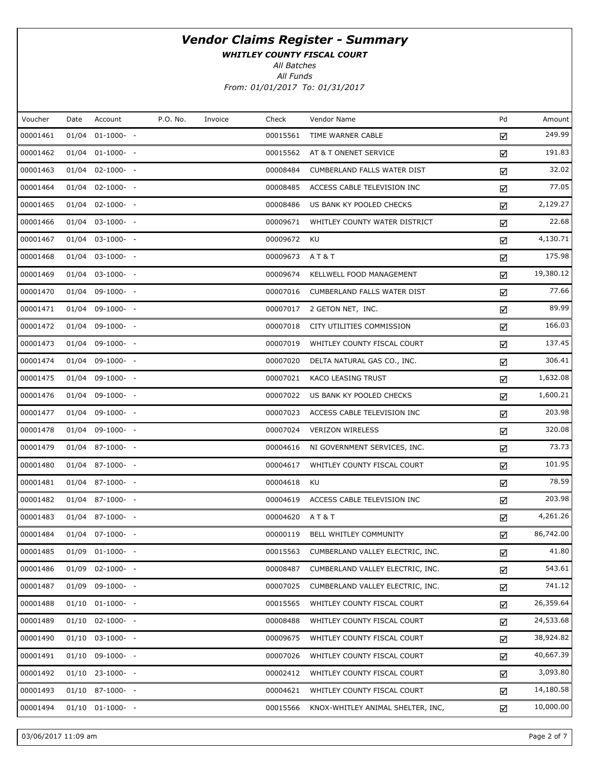# *Vendor Claims Register - Summary*

***WHITLEY COUNTY FISCAL COURT***

*All Batches*

*All Funds*

*From: 01/01/2017 To: 01/31/2017*

| Voucher | Date | Account | P.O. No. | Invoice | Check | Vendor Name | Pd | Amount |
|---|---|---|---|---|---|---|---|---|
| 00001461 | 01/04 | 01-1000- - | | | 00015561 | TIME WARNER CABLE | ☑ | 249.99 |
| 00001462 | 01/04 | 01-1000- - | | | 00015562 | AT & T ONENET SERVICE | ☑ | 191.83 |
| 00001463 | 01/04 | 02-1000- - | | | 00008484 | CUMBERLAND FALLS WATER DIST | ☑ | 32.02 |
| 00001464 | 01/04 | 02-1000- - | | | 00008485 | ACCESS CABLE TELEVISION INC | ☑ | 77.05 |
| 00001465 | 01/04 | 02-1000- - | | | 00008486 | US BANK KY POOLED CHECKS | ☑ | 2,129.27 |
| 00001466 | 01/04 | 03-1000- - | | | 00009671 | WHITLEY COUNTY WATER DISTRICT | ☑ | 22.68 |
| 00001467 | 01/04 | 03-1000- - | | | 00009672 | KU | ☑ | 4,130.71 |
| 00001468 | 01/04 | 03-1000- - | | | 00009673 | A T & T | ☑ | 175.98 |
| 00001469 | 01/04 | 03-1000- - | | | 00009674 | KELLWELL FOOD MANAGEMENT | ☑ | 19,380.12 |
| 00001470 | 01/04 | 09-1000- - | | | 00007016 | CUMBERLAND FALLS WATER DIST | ☑ | 77.66 |
| 00001471 | 01/04 | 09-1000- - | | | 00007017 | 2 GETON NET, INC. | ☑ | 89.99 |
| 00001472 | 01/04 | 09-1000- - | | | 00007018 | CITY UTILITIES COMMISSION | ☑ | 166.03 |
| 00001473 | 01/04 | 09-1000- - | | | 00007019 | WHITLEY COUNTY FISCAL COURT | ☑ | 137.45 |
| 00001474 | 01/04 | 09-1000- - | | | 00007020 | DELTA NATURAL GAS CO., INC. | ☑ | 306.41 |
| 00001475 | 01/04 | 09-1000- - | | | 00007021 | KACO LEASING TRUST | ☑ | 1,632.08 |
| 00001476 | 01/04 | 09-1000- - | | | 00007022 | US BANK KY POOLED CHECKS | ☑ | 1,600.21 |
| 00001477 | 01/04 | 09-1000- - | | | 00007023 | ACCESS CABLE TELEVISION INC | ☑ | 203.98 |
| 00001478 | 01/04 | 09-1000- - | | | 00007024 | VERIZON WIRELESS | ☑ | 320.08 |
| 00001479 | 01/04 | 87-1000- - | | | 00004616 | NI GOVERNMENT SERVICES, INC. | ☑ | 73.73 |
| 00001480 | 01/04 | 87-1000- - | | | 00004617 | WHITLEY COUNTY FISCAL COURT | ☑ | 101.95 |
| 00001481 | 01/04 | 87-1000- - | | | 00004618 | KU | ☑ | 78.59 |
| 00001482 | 01/04 | 87-1000- - | | | 00004619 | ACCESS CABLE TELEVISION INC | ☑ | 203.98 |
| 00001483 | 01/04 | 87-1000- - | | | 00004620 | A T & T | ☑ | 4,261.26 |
| 00001484 | 01/04 | 07-1000- - | | | 00000119 | BELL WHITLEY COMMUNITY | ☑ | 86,742.00 |
| 00001485 | 01/09 | 01-1000- - | | | 00015563 | CUMBERLAND VALLEY ELECTRIC, INC. | ☑ | 41.80 |
| 00001486 | 01/09 | 02-1000- - | | | 00008487 | CUMBERLAND VALLEY ELECTRIC, INC. | ☑ | 543.61 |
| 00001487 | 01/09 | 09-1000- - | | | 00007025 | CUMBERLAND VALLEY ELECTRIC, INC. | ☑ | 741.12 |
| 00001488 | 01/10 | 01-1000- - | | | 00015565 | WHITLEY COUNTY FISCAL COURT | ☑ | 26,359.64 |
| 00001489 | 01/10 | 02-1000- - | | | 00008488 | WHITLEY COUNTY FISCAL COURT | ☑ | 24,533.68 |
| 00001490 | 01/10 | 03-1000- - | | | 00009675 | WHITLEY COUNTY FISCAL COURT | ☑ | 38,924.82 |
| 00001491 | 01/10 | 09-1000- - | | | 00007026 | WHITLEY COUNTY FISCAL COURT | ☑ | 40,667.39 |
| 00001492 | 01/10 | 23-1000- - | | | 00002412 | WHITLEY COUNTY FISCAL COURT | ☑ | 3,093.80 |
| 00001493 | 01/10 | 87-1000- - | | | 00004621 | WHITLEY COUNTY FISCAL COURT | ☑ | 14,180.58 |
| 00001494 | 01/10 | 01-1000- - | | | 00015566 | KNOX-WHITLEY ANIMAL SHELTER, INC, | ☑ | 10,000.00 |

03/06/2017 11:09 am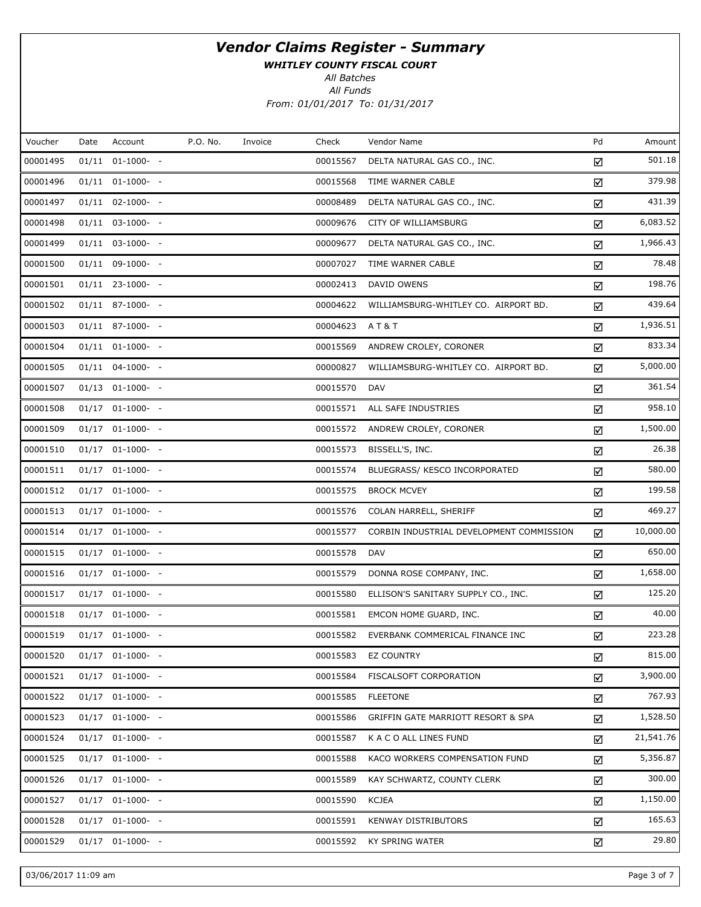# Vendor Claims Register - Summary

**WHITLEY COUNTY FISCAL COURT**

*All Batches*

*All Funds*

*From: 01/01/2017 To: 01/31/2017*

| Voucher | Date | Account | P.O. No. | Invoice | Check | Vendor Name | Pd | Amount |
|---|---|---|---|---|---|---|---|---|
| 00001495 | 01/11 | 01-1000- - | | | 00015567 | DELTA NATURAL GAS CO., INC. | ☑ | 501.18 |
| 00001496 | 01/11 | 01-1000- - | | | 00015568 | TIME WARNER CABLE | ☑ | 379.98 |
| 00001497 | 01/11 | 02-1000- - | | | 00008489 | DELTA NATURAL GAS CO., INC. | ☑ | 431.39 |
| 00001498 | 01/11 | 03-1000- - | | | 00009676 | CITY OF WILLIAMSBURG | ☑ | 6,083.52 |
| 00001499 | 01/11 | 03-1000- - | | | 00009677 | DELTA NATURAL GAS CO., INC. | ☑ | 1,966.43 |
| 00001500 | 01/11 | 09-1000- - | | | 00007027 | TIME WARNER CABLE | ☑ | 78.48 |
| 00001501 | 01/11 | 23-1000- - | | | 00002413 | DAVID OWENS | ☑ | 198.76 |
| 00001502 | 01/11 | 87-1000- - | | | 00004622 | WILLIAMSBURG-WHITLEY CO. AIRPORT BD. | ☑ | 439.64 |
| 00001503 | 01/11 | 87-1000- - | | | 00004623 | A T & T | ☑ | 1,936.51 |
| 00001504 | 01/11 | 01-1000- - | | | 00015569 | ANDREW CROLEY, CORONER | ☑ | 833.34 |
| 00001505 | 01/11 | 04-1000- - | | | 00000827 | WILLIAMSBURG-WHITLEY CO. AIRPORT BD. | ☑ | 5,000.00 |
| 00001507 | 01/13 | 01-1000- - | | | 00015570 | DAV | ☑ | 361.54 |
| 00001508 | 01/17 | 01-1000- - | | | 00015571 | ALL SAFE INDUSTRIES | ☑ | 958.10 |
| 00001509 | 01/17 | 01-1000- - | | | 00015572 | ANDREW CROLEY, CORONER | ☑ | 1,500.00 |
| 00001510 | 01/17 | 01-1000- - | | | 00015573 | BISSELL'S, INC. | ☑ | 26.38 |
| 00001511 | 01/17 | 01-1000- - | | | 00015574 | BLUEGRASS/ KESCO INCORPORATED | ☑ | 580.00 |
| 00001512 | 01/17 | 01-1000- - | | | 00015575 | BROCK MCVEY | ☑ | 199.58 |
| 00001513 | 01/17 | 01-1000- - | | | 00015576 | COLAN HARRELL, SHERIFF | ☑ | 469.27 |
| 00001514 | 01/17 | 01-1000- - | | | 00015577 | CORBIN INDUSTRIAL DEVELOPMENT COMMISSION | ☑ | 10,000.00 |
| 00001515 | 01/17 | 01-1000- - | | | 00015578 | DAV | ☑ | 650.00 |
| 00001516 | 01/17 | 01-1000- - | | | 00015579 | DONNA ROSE COMPANY, INC. | ☑ | 1,658.00 |
| 00001517 | 01/17 | 01-1000- - | | | 00015580 | ELLISON'S SANITARY SUPPLY CO., INC. | ☑ | 125.20 |
| 00001518 | 01/17 | 01-1000- - | | | 00015581 | EMCON HOME GUARD, INC. | ☑ | 40.00 |
| 00001519 | 01/17 | 01-1000- - | | | 00015582 | EVERBANK COMMERICAL FINANCE INC | ☑ | 223.28 |
| 00001520 | 01/17 | 01-1000- - | | | 00015583 | EZ COUNTRY | ☑ | 815.00 |
| 00001521 | 01/17 | 01-1000- - | | | 00015584 | FISCALSOFT CORPORATION | ☑ | 3,900.00 |
| 00001522 | 01/17 | 01-1000- - | | | 00015585 | FLEETONE | ☑ | 767.93 |
| 00001523 | 01/17 | 01-1000- - | | | 00015586 | GRIFFIN GATE MARRIOTT RESORT & SPA | ☑ | 1,528.50 |
| 00001524 | 01/17 | 01-1000- - | | | 00015587 | K A C O ALL LINES FUND | ☑ | 21,541.76 |
| 00001525 | 01/17 | 01-1000- - | | | 00015588 | KACO WORKERS COMPENSATION FUND | ☑ | 5,356.87 |
| 00001526 | 01/17 | 01-1000- - | | | 00015589 | KAY SCHWARTZ, COUNTY CLERK | ☑ | 300.00 |
| 00001527 | 01/17 | 01-1000- - | | | 00015590 | KCJEA | ☑ | 1,150.00 |
| 00001528 | 01/17 | 01-1000- - | | | 00015591 | KENWAY DISTRIBUTORS | ☑ | 165.63 |
| 00001529 | 01/17 | 01-1000- - | | | 00015592 | KY SPRING WATER | ☑ | 29.80 |

03/06/2017 11:09 am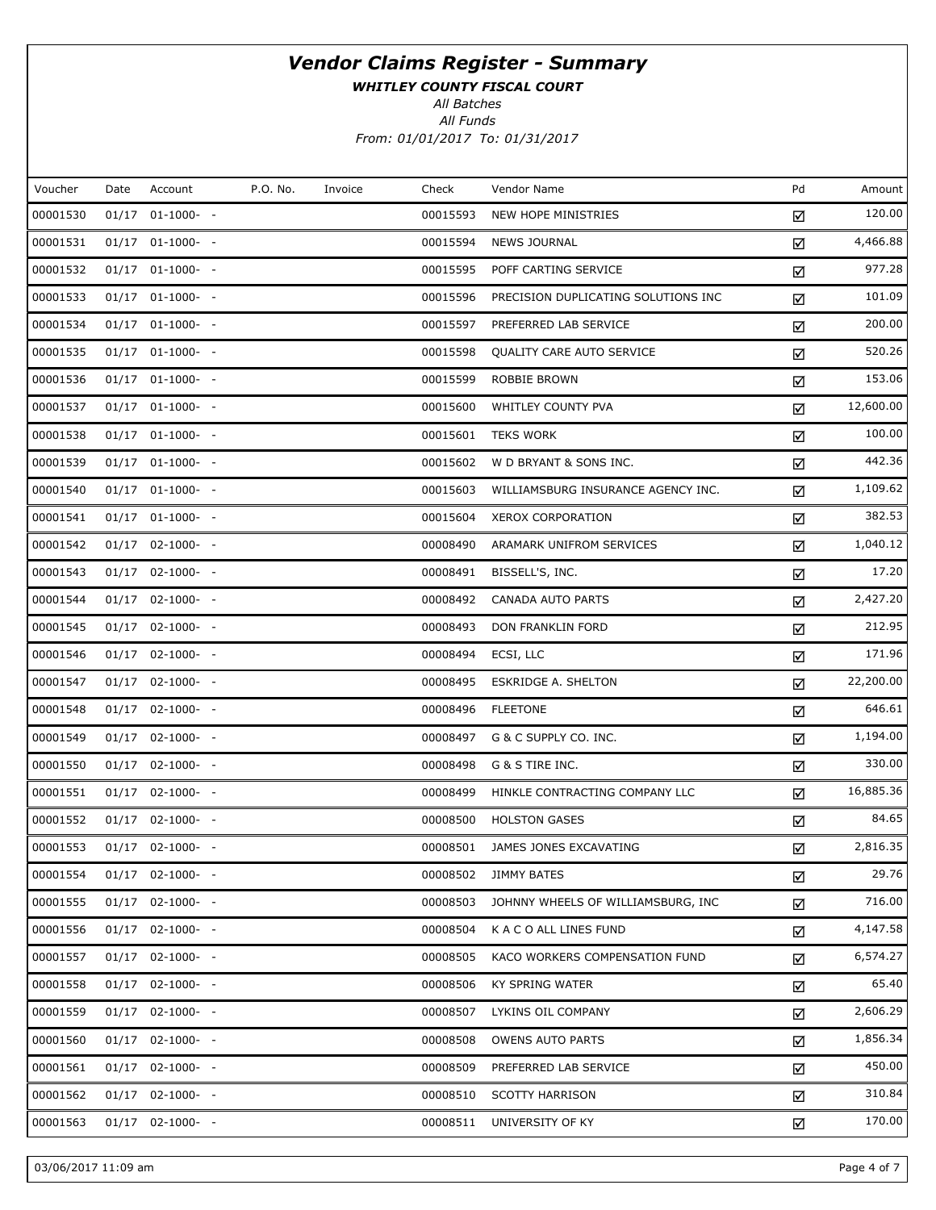# Vendor Claims Register - Summary

***WHITLEY COUNTY FISCAL COURT***

*All Batches*

*All Funds*

*From: 01/01/2017 To: 01/31/2017*

| Voucher | Date | Account | P.O. No. | Invoice | Check | Vendor Name | Pd | Amount |
|---|---|---|---|---|---|---|---|---|
| 00001530 | 01/17 | 01-1000- - | | | 00015593 | NEW HOPE MINISTRIES | ☑ | 120.00 |
| 00001531 | 01/17 | 01-1000- - | | | 00015594 | NEWS JOURNAL | ☑ | 4,466.88 |
| 00001532 | 01/17 | 01-1000- - | | | 00015595 | POFF CARTING SERVICE | ☑ | 977.28 |
| 00001533 | 01/17 | 01-1000- - | | | 00015596 | PRECISION DUPLICATING SOLUTIONS INC | ☑ | 101.09 |
| 00001534 | 01/17 | 01-1000- - | | | 00015597 | PREFERRED LAB SERVICE | ☑ | 200.00 |
| 00001535 | 01/17 | 01-1000- - | | | 00015598 | QUALITY CARE AUTO SERVICE | ☑ | 520.26 |
| 00001536 | 01/17 | 01-1000- - | | | 00015599 | ROBBIE BROWN | ☑ | 153.06 |
| 00001537 | 01/17 | 01-1000- - | | | 00015600 | WHITLEY COUNTY PVA | ☑ | 12,600.00 |
| 00001538 | 01/17 | 01-1000- - | | | 00015601 | TEKS WORK | ☑ | 100.00 |
| 00001539 | 01/17 | 01-1000- - | | | 00015602 | W D BRYANT & SONS INC. | ☑ | 442.36 |
| 00001540 | 01/17 | 01-1000- - | | | 00015603 | WILLIAMSBURG INSURANCE AGENCY INC. | ☑ | 1,109.62 |
| 00001541 | 01/17 | 01-1000- - | | | 00015604 | XEROX CORPORATION | ☑ | 382.53 |
| 00001542 | 01/17 | 02-1000- - | | | 00008490 | ARAMARK UNIFROM SERVICES | ☑ | 1,040.12 |
| 00001543 | 01/17 | 02-1000- - | | | 00008491 | BISSELL'S, INC. | ☑ | 17.20 |
| 00001544 | 01/17 | 02-1000- - | | | 00008492 | CANADA AUTO PARTS | ☑ | 2,427.20 |
| 00001545 | 01/17 | 02-1000- - | | | 00008493 | DON FRANKLIN FORD | ☑ | 212.95 |
| 00001546 | 01/17 | 02-1000- - | | | 00008494 | ECSI, LLC | ☑ | 171.96 |
| 00001547 | 01/17 | 02-1000- - | | | 00008495 | ESKRIDGE A. SHELTON | ☑ | 22,200.00 |
| 00001548 | 01/17 | 02-1000- - | | | 00008496 | FLEETONE | ☑ | 646.61 |
| 00001549 | 01/17 | 02-1000- - | | | 00008497 | G & C SUPPLY CO. INC. | ☑ | 1,194.00 |
| 00001550 | 01/17 | 02-1000- - | | | 00008498 | G & S TIRE INC. | ☑ | 330.00 |
| 00001551 | 01/17 | 02-1000- - | | | 00008499 | HINKLE CONTRACTING COMPANY LLC | ☑ | 16,885.36 |
| 00001552 | 01/17 | 02-1000- - | | | 00008500 | HOLSTON GASES | ☑ | 84.65 |
| 00001553 | 01/17 | 02-1000- - | | | 00008501 | JAMES JONES EXCAVATING | ☑ | 2,816.35 |
| 00001554 | 01/17 | 02-1000- - | | | 00008502 | JIMMY BATES | ☑ | 29.76 |
| 00001555 | 01/17 | 02-1000- - | | | 00008503 | JOHNNY WHEELS OF WILLIAMSBURG, INC | ☑ | 716.00 |
| 00001556 | 01/17 | 02-1000- - | | | 00008504 | K A C O ALL LINES FUND | ☑ | 4,147.58 |
| 00001557 | 01/17 | 02-1000- - | | | 00008505 | KACO WORKERS COMPENSATION FUND | ☑ | 6,574.27 |
| 00001558 | 01/17 | 02-1000- - | | | 00008506 | KY SPRING WATER | ☑ | 65.40 |
| 00001559 | 01/17 | 02-1000- - | | | 00008507 | LYKINS OIL COMPANY | ☑ | 2,606.29 |
| 00001560 | 01/17 | 02-1000- - | | | 00008508 | OWENS AUTO PARTS | ☑ | 1,856.34 |
| 00001561 | 01/17 | 02-1000- - | | | 00008509 | PREFERRED LAB SERVICE | ☑ | 450.00 |
| 00001562 | 01/17 | 02-1000- - | | | 00008510 | SCOTTY HARRISON | ☑ | 310.84 |
| 00001563 | 01/17 | 02-1000- - | | | 00008511 | UNIVERSITY OF KY | ☑ | 170.00 |

03/06/2017 11:09 am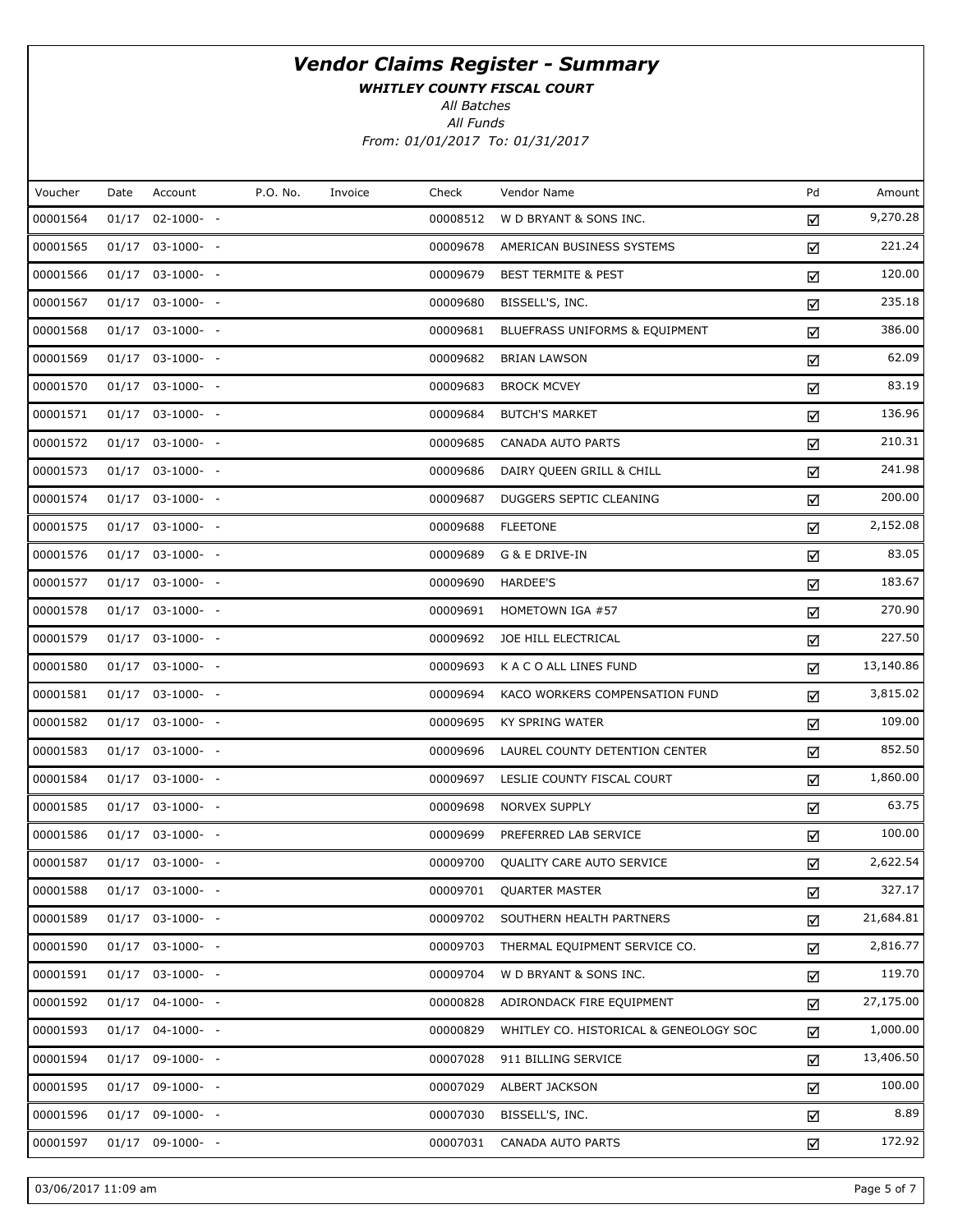# Vendor Claims Register - Summary

***WHITLEY COUNTY FISCAL COURT***

*All Batches*

*All Funds*

*From: 01/01/2017 To: 01/31/2017*

| Voucher | Date | Account | P.O. No. | Invoice | Check | Vendor Name | Pd | Amount |
|---|---|---|---|---|---|---|---|---|
| 00001564 | 01/17 | 02-1000- - | | | 00008512 | W D BRYANT & SONS INC. | ☑ | 9,270.28 |
| 00001565 | 01/17 | 03-1000- - | | | 00009678 | AMERICAN BUSINESS SYSTEMS | ☑ | 221.24 |
| 00001566 | 01/17 | 03-1000- - | | | 00009679 | BEST TERMITE & PEST | ☑ | 120.00 |
| 00001567 | 01/17 | 03-1000- - | | | 00009680 | BISSELL'S, INC. | ☑ | 235.18 |
| 00001568 | 01/17 | 03-1000- - | | | 00009681 | BLUEFRASS UNIFORMS & EQUIPMENT | ☑ | 386.00 |
| 00001569 | 01/17 | 03-1000- - | | | 00009682 | BRIAN LAWSON | ☑ | 62.09 |
| 00001570 | 01/17 | 03-1000- - | | | 00009683 | BROCK MCVEY | ☑ | 83.19 |
| 00001571 | 01/17 | 03-1000- - | | | 00009684 | BUTCH'S MARKET | ☑ | 136.96 |
| 00001572 | 01/17 | 03-1000- - | | | 00009685 | CANADA AUTO PARTS | ☑ | 210.31 |
| 00001573 | 01/17 | 03-1000- - | | | 00009686 | DAIRY QUEEN GRILL & CHILL | ☑ | 241.98 |
| 00001574 | 01/17 | 03-1000- - | | | 00009687 | DUGGERS SEPTIC CLEANING | ☑ | 200.00 |
| 00001575 | 01/17 | 03-1000- - | | | 00009688 | FLEETONE | ☑ | 2,152.08 |
| 00001576 | 01/17 | 03-1000- - | | | 00009689 | G & E DRIVE-IN | ☑ | 83.05 |
| 00001577 | 01/17 | 03-1000- - | | | 00009690 | HARDEE'S | ☑ | 183.67 |
| 00001578 | 01/17 | 03-1000- - | | | 00009691 | HOMETOWN IGA #57 | ☑ | 270.90 |
| 00001579 | 01/17 | 03-1000- - | | | 00009692 | JOE HILL ELECTRICAL | ☑ | 227.50 |
| 00001580 | 01/17 | 03-1000- - | | | 00009693 | K A C O ALL LINES FUND | ☑ | 13,140.86 |
| 00001581 | 01/17 | 03-1000- - | | | 00009694 | KACO WORKERS COMPENSATION FUND | ☑ | 3,815.02 |
| 00001582 | 01/17 | 03-1000- - | | | 00009695 | KY SPRING WATER | ☑ | 109.00 |
| 00001583 | 01/17 | 03-1000- - | | | 00009696 | LAUREL COUNTY DETENTION CENTER | ☑ | 852.50 |
| 00001584 | 01/17 | 03-1000- - | | | 00009697 | LESLIE COUNTY FISCAL COURT | ☑ | 1,860.00 |
| 00001585 | 01/17 | 03-1000- - | | | 00009698 | NORVEX SUPPLY | ☑ | 63.75 |
| 00001586 | 01/17 | 03-1000- - | | | 00009699 | PREFERRED LAB SERVICE | ☑ | 100.00 |
| 00001587 | 01/17 | 03-1000- - | | | 00009700 | QUALITY CARE AUTO SERVICE | ☑ | 2,622.54 |
| 00001588 | 01/17 | 03-1000- - | | | 00009701 | QUARTER MASTER | ☑ | 327.17 |
| 00001589 | 01/17 | 03-1000- - | | | 00009702 | SOUTHERN HEALTH PARTNERS | ☑ | 21,684.81 |
| 00001590 | 01/17 | 03-1000- - | | | 00009703 | THERMAL EQUIPMENT SERVICE CO. | ☑ | 2,816.77 |
| 00001591 | 01/17 | 03-1000- - | | | 00009704 | W D BRYANT & SONS INC. | ☑ | 119.70 |
| 00001592 | 01/17 | 04-1000- - | | | 00000828 | ADIRONDACK FIRE EQUIPMENT | ☑ | 27,175.00 |
| 00001593 | 01/17 | 04-1000- - | | | 00000829 | WHITLEY CO. HISTORICAL & GENEOLOGY SOC | ☑ | 1,000.00 |
| 00001594 | 01/17 | 09-1000- - | | | 00007028 | 911 BILLING SERVICE | ☑ | 13,406.50 |
| 00001595 | 01/17 | 09-1000- - | | | 00007029 | ALBERT JACKSON | ☑ | 100.00 |
| 00001596 | 01/17 | 09-1000- - | | | 00007030 | BISSELL'S, INC. | ☑ | 8.89 |
| 00001597 | 01/17 | 09-1000- - | | | 00007031 | CANADA AUTO PARTS | ☑ | 172.92 |

03/06/2017 11:09 am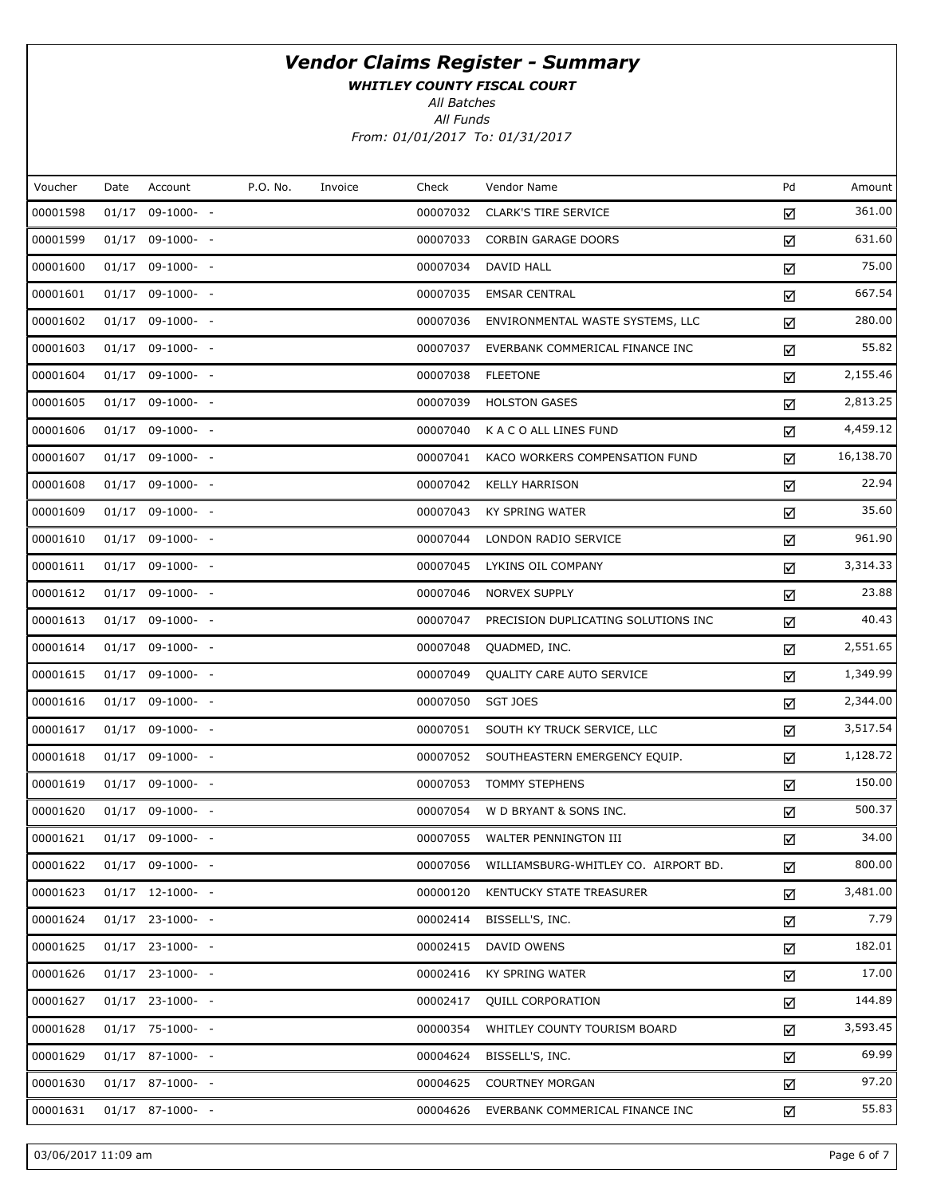# Vendor Claims Register - Summary

***WHITLEY COUNTY FISCAL COURT***

*All Batches*

*All Funds*

*From: 01/01/2017 To: 01/31/2017*

| Voucher | Date | Account | P.O. No. | Invoice | Check | Vendor Name | Pd | Amount |
|---|---|---|---|---|---|---|---|---|
| 00001598 | 01/17 | 09-1000- - | | | 00007032 | CLARK'S TIRE SERVICE | ☑ | 361.00 |
| 00001599 | 01/17 | 09-1000- - | | | 00007033 | CORBIN GARAGE DOORS | ☑ | 631.60 |
| 00001600 | 01/17 | 09-1000- - | | | 00007034 | DAVID HALL | ☑ | 75.00 |
| 00001601 | 01/17 | 09-1000- - | | | 00007035 | EMSAR CENTRAL | ☑ | 667.54 |
| 00001602 | 01/17 | 09-1000- - | | | 00007036 | ENVIRONMENTAL WASTE SYSTEMS, LLC | ☑ | 280.00 |
| 00001603 | 01/17 | 09-1000- - | | | 00007037 | EVERBANK COMMERICAL FINANCE INC | ☑ | 55.82 |
| 00001604 | 01/17 | 09-1000- - | | | 00007038 | FLEETONE | ☑ | 2,155.46 |
| 00001605 | 01/17 | 09-1000- - | | | 00007039 | HOLSTON GASES | ☑ | 2,813.25 |
| 00001606 | 01/17 | 09-1000- - | | | 00007040 | K A C O ALL LINES FUND | ☑ | 4,459.12 |
| 00001607 | 01/17 | 09-1000- - | | | 00007041 | KACO WORKERS COMPENSATION FUND | ☑ | 16,138.70 |
| 00001608 | 01/17 | 09-1000- - | | | 00007042 | KELLY HARRISON | ☑ | 22.94 |
| 00001609 | 01/17 | 09-1000- - | | | 00007043 | KY SPRING WATER | ☑ | 35.60 |
| 00001610 | 01/17 | 09-1000- - | | | 00007044 | LONDON RADIO SERVICE | ☑ | 961.90 |
| 00001611 | 01/17 | 09-1000- - | | | 00007045 | LYKINS OIL COMPANY | ☑ | 3,314.33 |
| 00001612 | 01/17 | 09-1000- - | | | 00007046 | NORVEX SUPPLY | ☑ | 23.88 |
| 00001613 | 01/17 | 09-1000- - | | | 00007047 | PRECISION DUPLICATING SOLUTIONS INC | ☑ | 40.43 |
| 00001614 | 01/17 | 09-1000- - | | | 00007048 | QUADMED, INC. | ☑ | 2,551.65 |
| 00001615 | 01/17 | 09-1000- - | | | 00007049 | QUALITY CARE AUTO SERVICE | ☑ | 1,349.99 |
| 00001616 | 01/17 | 09-1000- - | | | 00007050 | SGT JOES | ☑ | 2,344.00 |
| 00001617 | 01/17 | 09-1000- - | | | 00007051 | SOUTH KY TRUCK SERVICE, LLC | ☑ | 3,517.54 |
| 00001618 | 01/17 | 09-1000- - | | | 00007052 | SOUTHEASTERN EMERGENCY EQUIP. | ☑ | 1,128.72 |
| 00001619 | 01/17 | 09-1000- - | | | 00007053 | TOMMY STEPHENS | ☑ | 150.00 |
| 00001620 | 01/17 | 09-1000- - | | | 00007054 | W D BRYANT & SONS INC. | ☑ | 500.37 |
| 00001621 | 01/17 | 09-1000- - | | | 00007055 | WALTER PENNINGTON III | ☑ | 34.00 |
| 00001622 | 01/17 | 09-1000- - | | | 00007056 | WILLIAMSBURG-WHITLEY CO. AIRPORT BD. | ☑ | 800.00 |
| 00001623 | 01/17 | 12-1000- - | | | 00000120 | KENTUCKY STATE TREASURER | ☑ | 3,481.00 |
| 00001624 | 01/17 | 23-1000- - | | | 00002414 | BISSELL'S, INC. | ☑ | 7.79 |
| 00001625 | 01/17 | 23-1000- - | | | 00002415 | DAVID OWENS | ☑ | 182.01 |
| 00001626 | 01/17 | 23-1000- - | | | 00002416 | KY SPRING WATER | ☑ | 17.00 |
| 00001627 | 01/17 | 23-1000- - | | | 00002417 | QUILL CORPORATION | ☑ | 144.89 |
| 00001628 | 01/17 | 75-1000- - | | | 00000354 | WHITLEY COUNTY TOURISM BOARD | ☑ | 3,593.45 |
| 00001629 | 01/17 | 87-1000- - | | | 00004624 | BISSELL'S, INC. | ☑ | 69.99 |
| 00001630 | 01/17 | 87-1000- - | | | 00004625 | COURTNEY MORGAN | ☑ | 97.20 |
| 00001631 | 01/17 | 87-1000- - | | | 00004626 | EVERBANK COMMERICAL FINANCE INC | ☑ | 55.83 |

03/06/2017 11:09 am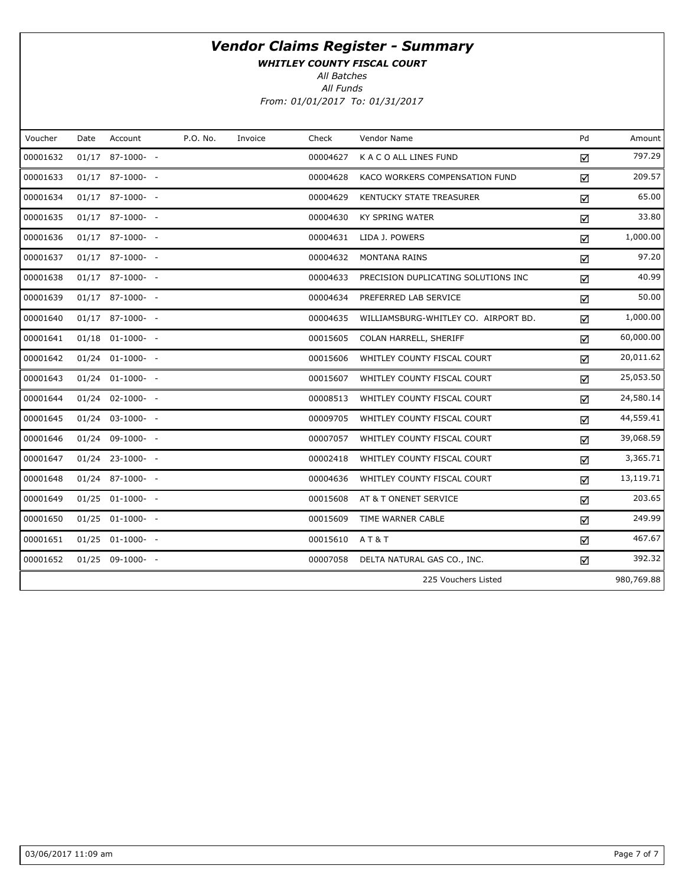# Vendor Claims Register - Summary

***WHITLEY COUNTY FISCAL COURT***

*All Batches*

*All Funds*

*From: 01/01/2017 To: 01/31/2017*

| Voucher | Date | Account | P.O. No. | Invoice | Check | Vendor Name | Pd | Amount |
|---|---|---|---|---|---|---|---|---|
| 00001632 | 01/17 | 87-1000- - | | | 00004627 | K A C O ALL LINES FUND | ☑ | 797.29 |
| 00001633 | 01/17 | 87-1000- - | | | 00004628 | KACO WORKERS COMPENSATION FUND | ☑ | 209.57 |
| 00001634 | 01/17 | 87-1000- - | | | 00004629 | KENTUCKY STATE TREASURER | ☑ | 65.00 |
| 00001635 | 01/17 | 87-1000- - | | | 00004630 | KY SPRING WATER | ☑ | 33.80 |
| 00001636 | 01/17 | 87-1000- - | | | 00004631 | LIDA J. POWERS | ☑ | 1,000.00 |
| 00001637 | 01/17 | 87-1000- - | | | 00004632 | MONTANA RAINS | ☑ | 97.20 |
| 00001638 | 01/17 | 87-1000- - | | | 00004633 | PRECISION DUPLICATING SOLUTIONS INC | ☑ | 40.99 |
| 00001639 | 01/17 | 87-1000- - | | | 00004634 | PREFERRED LAB SERVICE | ☑ | 50.00 |
| 00001640 | 01/17 | 87-1000- - | | | 00004635 | WILLIAMSBURG-WHITLEY CO. AIRPORT BD. | ☑ | 1,000.00 |
| 00001641 | 01/18 | 01-1000- - | | | 00015605 | COLAN HARRELL, SHERIFF | ☑ | 60,000.00 |
| 00001642 | 01/24 | 01-1000- - | | | 00015606 | WHITLEY COUNTY FISCAL COURT | ☑ | 20,011.62 |
| 00001643 | 01/24 | 01-1000- - | | | 00015607 | WHITLEY COUNTY FISCAL COURT | ☑ | 25,053.50 |
| 00001644 | 01/24 | 02-1000- - | | | 00008513 | WHITLEY COUNTY FISCAL COURT | ☑ | 24,580.14 |
| 00001645 | 01/24 | 03-1000- - | | | 00009705 | WHITLEY COUNTY FISCAL COURT | ☑ | 44,559.41 |
| 00001646 | 01/24 | 09-1000- - | | | 00007057 | WHITLEY COUNTY FISCAL COURT | ☑ | 39,068.59 |
| 00001647 | 01/24 | 23-1000- - | | | 00002418 | WHITLEY COUNTY FISCAL COURT | ☑ | 3,365.71 |
| 00001648 | 01/24 | 87-1000- - | | | 00004636 | WHITLEY COUNTY FISCAL COURT | ☑ | 13,119.71 |
| 00001649 | 01/25 | 01-1000- - | | | 00015608 | AT & T ONENET SERVICE | ☑ | 203.65 |
| 00001650 | 01/25 | 01-1000- - | | | 00015609 | TIME WARNER CABLE | ☑ | 249.99 |
| 00001651 | 01/25 | 01-1000- - | | | 00015610 | A T & T | ☑ | 467.67 |
| 00001652 | 01/25 | 09-1000- - | | | 00007058 | DELTA NATURAL GAS CO., INC. | ☑ | 392.32 |
| | | | | | | 225 Vouchers Listed | | 980,769.88 |

03/06/2017 11:09 am